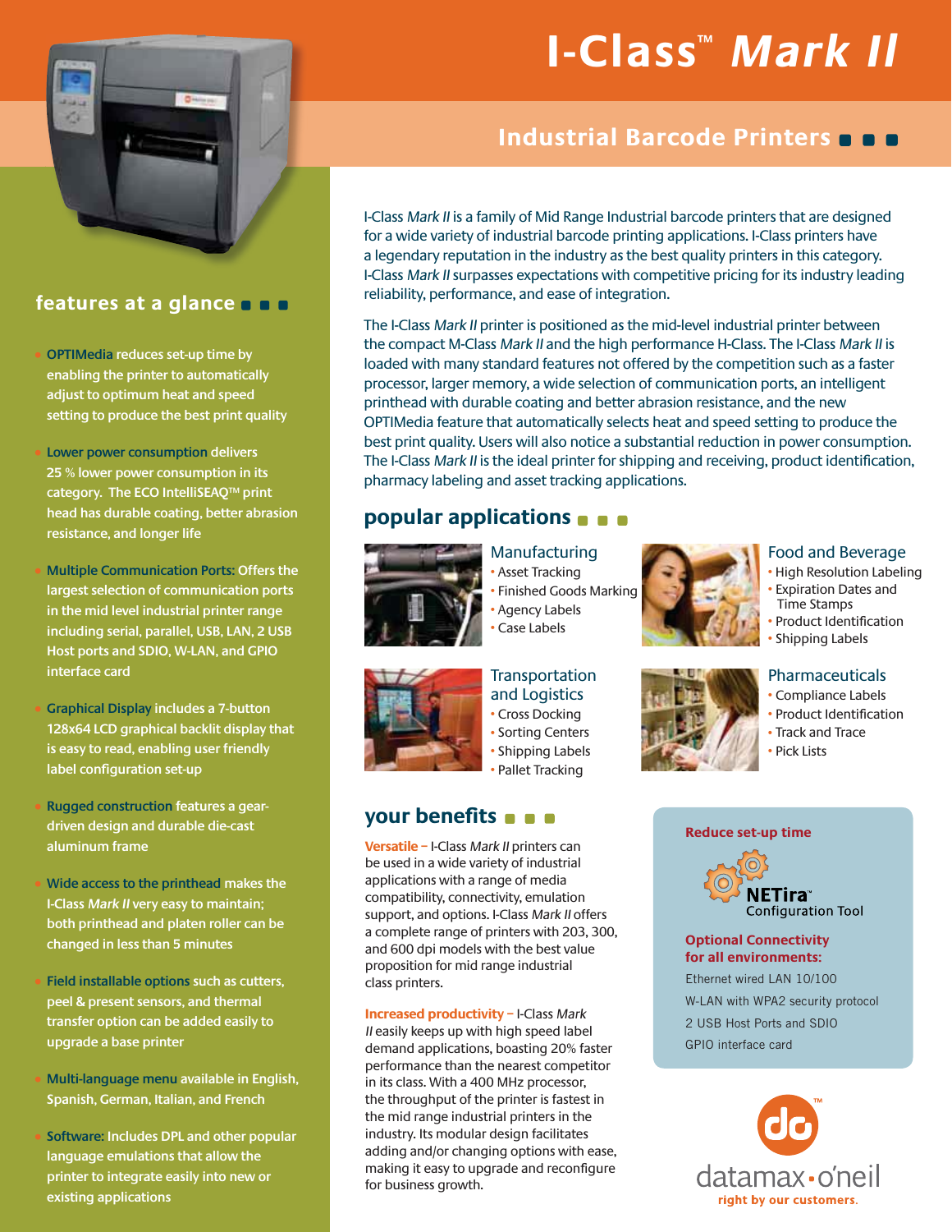# I-Class™ *Mark II*

## Industrial Barcode Printers

I-Class *Mark II* is a family of Mid Range Industrial barcode printers that are designed for a wide variety of industrial barcode printing applications. I-Class printers have a legendary reputation in the industry as the best quality printers in this category. I-Class *Mark II* surpasses expectations with competitive pricing for its industry leading reliability, performance, and ease of integration.

The I-Class *Mark II* printer is positioned as the mid-level industrial printer between the compact M-Class *Mark II* and the high performance H-Class. The I-Class *Mark II* is loaded with many standard features not offered by the competition such as a faster processor, larger memory, a wide selection of communication ports, an intelligent printhead with durable coating and better abrasion resistance, and the new OPTIMedia feature that automatically selects heat and speed setting to produce the best print quality. Users will also notice a substantial reduction in power consumption. The I-Class *Mark II* is the ideal printer for shipping and receiving, product identification, pharmacy labeling and asset tracking applications.

## features at a glance

- **OPTIMedia** reduces set-up time by enabling the printer to automatically adjust to optimum heat and speed setting to produce the best print quality
- **Lower power consumption** delivers 25 % lower power consumption in its category. The ECO IntelliSEAQ™ print head has durable coating, better abrasion resistance, and longer life
- **Multiple Communication Ports:** Offers the largest selection of communication ports in the mid level industrial printer range including serial, parallel, USB, LAN, 2 USB Host ports and SDIO, W-LAN, and GPIO interface card
- **Graphical Display** includes a 7-button 128x64 LCD graphical backlit display that is easy to read, enabling user friendly label configuration set-up
- **Rugged construction** features a gear-driven design and durable die-cast aluminum frame
- **Wide access to the printhead** makes the I-Class *Mark II* very easy to maintain; both printhead and platen roller can be changed in less than 5 minutes
- **Field installable options** such as cutters, peel & present sensors, and thermal transfer option can be added easily to upgrade a base printer
- **Multi-language menu** available in English, Spanish, German, Italian, and French
- **Software:** Includes DPL and other popular language emulations that allow the printer to integrate easily into new or existing applications

## popular applications

### Manufacturing
- Asset Tracking
- Finished Goods Marking
- Agency Labels
- Case Labels

### Food and Beverage
- High Resolution Labeling
- Expiration Dates and Time Stamps
- Product Identification
- Shipping Labels

### Transportation and Logistics
- Cross Docking
- Sorting Centers
- Shipping Labels
- Pallet Tracking

### Pharmaceuticals
- Compliance Labels
- Product Identification
- Track and Trace
- Pick Lists

## your benefits

**Versatile –** I-Class *Mark II* printers can be used in a wide variety of industrial applications with a range of media compatibility, connectivity, emulation support, and options. I-Class *Mark II* offers a complete range of printers with 203, 300, and 600 dpi models with the best value proposition for mid range industrial class printers.

**Increased productivity –** I-Class *Mark II* easily keeps up with high speed label demand applications, boasting 20% faster performance than the nearest competitor in its class. With a 400 MHz processor, the throughput of the printer is fastest in the mid range industrial printers in the industry. Its modular design facilitates adding and/or changing options with ease, making it easy to upgrade and reconfigure for business growth.

**Reduce set-up time**

NETira™ Configuration Tool

**Optional Connectivity for all environments:**

Ethernet wired LAN 10/100

W-LAN with WPA2 security protocol

2 USB Host Ports and SDIO

GPIO interface card

datamax·o'neil™

right by our customers.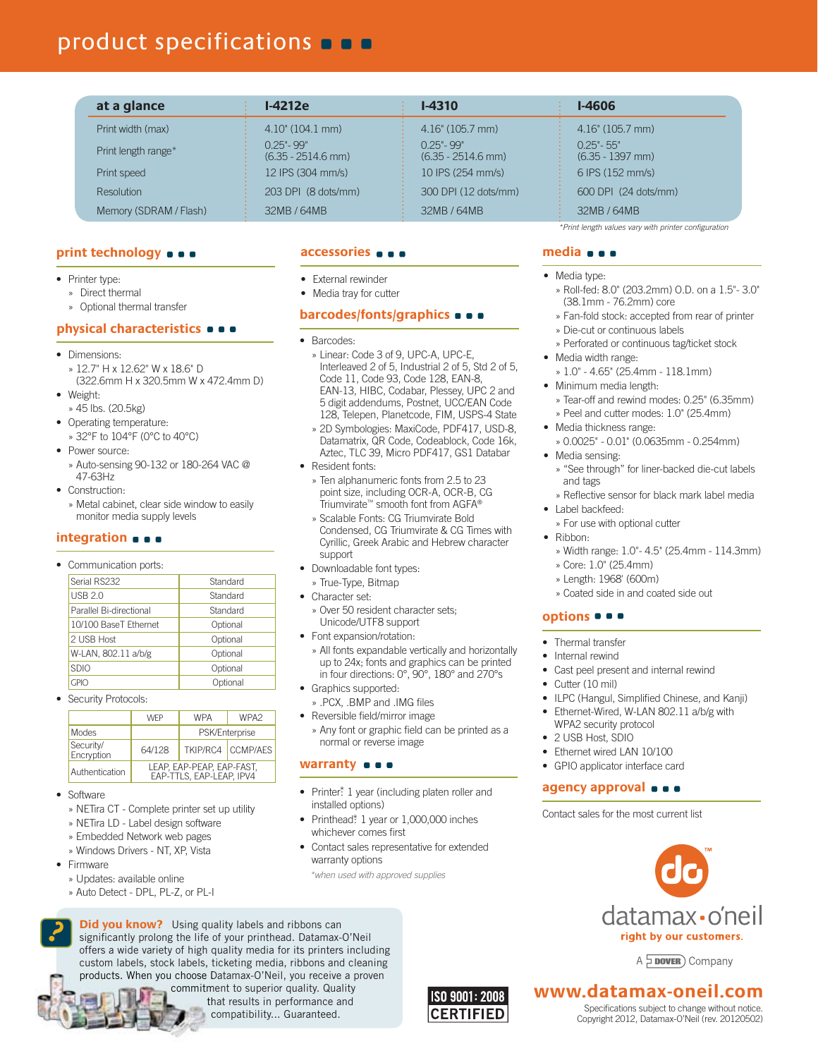# product specifications

| at a glance | I-4212e | I-4310 | I-4606 |
|---|---|---|---|
| Print width (max) | 4.10" (104.1 mm) | 4.16" (105.7 mm) | 4.16" (105.7 mm) |
| Print length range* | 0.25"- 99" (6.35 - 2514.6 mm) | 0.25"- 99" (6.35 - 2514.6 mm) | 0.25"- 55" (6.35 - 1397 mm) |
| Print speed | 12 IPS (304 mm/s) | 10 IPS (254 mm/s) | 6 IPS (152 mm/s) |
| Resolution | 203 DPI (8 dots/mm) | 300 DPI (12 dots/mm) | 600 DPI (24 dots/mm) |
| Memory (SDRAM / Flash) | 32MB / 64MB | 32MB / 64MB | 32MB / 64MB |

*Print length values vary with printer configuration

## print technology

- Printer type:
  - » Direct thermal
  - » Optional thermal transfer

## physical characteristics

- Dimensions:
  - » 12.7" H x 12.62" W x 18.6" D (322.6mm H x 320.5mm W x 472.4mm D)
- Weight:
  - » 45 lbs. (20.5kg)
- Operating temperature:
  - » 32°F to 104°F (0°C to 40°C)
- Power source:
  - » Auto-sensing 90-132 or 180-264 VAC @ 47-63Hz
- Construction:
  - » Metal cabinet, clear side window to easily monitor media supply levels

## integration

- Communication ports:

| | |
|---|---|
| Serial RS232 | Standard |
| USB 2.0 | Standard |
| Parallel Bi-directional | Standard |
| 10/100 BaseT Ethernet | Optional |
| 2 USB Host | Optional |
| W-LAN, 802.11 a/b/g | Optional |
| SDIO | Optional |
| GPIO | Optional |

- Security Protocols:

| | WEP | WPA | WPA2 |
|---|---|---|---|
| Modes | | PSK/Enterprise | |
| Security/ Encryption | 64/128 | TKIP/RC4 | CCMP/AES |
| Authentication | LEAP, EAP-PEAP, EAP-FAST, EAP-TTLS, EAP-LEAP, IPV4 | | |

- Software
  - » NETira CT - Complete printer set up utility
  - » NETira LD - Label design software
  - » Embedded Network web pages
  - » Windows Drivers - NT, XP, Vista
- Firmware
  - » Updates: available online
  - » Auto Detect - DPL, PL-Z, or PL-I

## accessories

- External rewinder
- Media tray for cutter

## barcodes/fonts/graphics

- Barcodes:
  - » Linear: Code 3 of 9, UPC-A, UPC-E, Interleaved 2 of 5, Industrial 2 of 5, Std 2 of 5, Code 11, Code 93, Code 128, EAN-8, EAN-13, HIBC, Codabar, Plessey, UPC 2 and 5 digit addendums, Postnet, UCC/EAN Code 128, Telepen, Planetcode, FIM, USPS-4 State
  - » 2D Symbologies: MaxiCode, PDF417, USD-8, Datamatrix, QR Code, Codeablock, Code 16k, Aztec, TLC 39, Micro PDF417, GS1 Databar
- Resident fonts:
  - » Ten alphanumeric fonts from 2.5 to 23 point size, including OCR-A, OCR-B, CG Triumvirate™ smooth font from AGFA®
  - » Scalable Fonts: CG Triumvirate Bold Condensed, CG Triumvirate & CG Times with Cyrillic, Greek Arabic and Hebrew character support
- Downloadable font types:
  - » True-Type, Bitmap
- Character set:
  - » Over 50 resident character sets; Unicode/UTF8 support
- Font expansion/rotation:
  - » All fonts expandable vertically and horizontally up to 24x; fonts and graphics can be printed in four directions: 0°, 90°, 180° and 270°s
- Graphics supported:
  - » .PCX, .BMP and .IMG files
- Reversible field/mirror image
  - » Any font or graphic field can be printed as a normal or reverse image

## warranty

- Printer:* 1 year (including platen roller and installed options)
- Printhead:* 1 year or 1,000,000 inches whichever comes first
- Contact sales representative for extended warranty options

*when used with approved supplies

## media

- Media type:
  - » Roll-fed: 8.0" (203.2mm) O.D. on a 1.5"- 3.0" (38.1mm - 76.2mm) core
  - » Fan-fold stock: accepted from rear of printer
  - » Die-cut or continuous labels
  - » Perforated or continuous tag/ticket stock
- Media width range:
  - » 1.0" - 4.65" (25.4mm - 118.1mm)
- Minimum media length:
  - » Tear-off and rewind modes: 0.25" (6.35mm)
  - » Peel and cutter modes: 1.0" (25.4mm)
- Media thickness range:
  - » 0.0025" - 0.01" (0.0635mm - 0.254mm)
- Media sensing:
  - » "See through" for liner-backed die-cut labels and tags
  - » Reflective sensor for black mark label media
- Label backfeed:
  - » For use with optional cutter
- Ribbon:
  - » Width range: 1.0"- 4.5" (25.4mm - 114.3mm)
  - » Core: 1.0" (25.4mm)
  - » Length: 1968' (600m)
  - » Coated side in and coated side out

## options

- Thermal transfer
- Internal rewind
- Cast peel present and internal rewind
- Cutter (10 mil)
- ILPC (Hangul, Simplified Chinese, and Kanji)
- Ethernet-Wired, W-LAN 802.11 a/b/g with WPA2 security protocol
- 2 USB Host, SDIO
- Ethernet wired LAN 10/100
- GPIO applicator interface card

## agency approval

Contact sales for the most current list

**Did you know?** Using quality labels and ribbons can significantly prolong the life of your printhead. Datamax-O'Neil offers a wide variety of high quality media for its printers including custom labels, stock labels, ticketing media, ribbons and cleaning products. When you choose Datamax-O'Neil, you receive a proven commitment to superior quality. Quality that results in performance and compatibility... Guaranteed.

ISO 9001: 2008 CERTIFIED

datamax-o'neil
right by our customers.
A DOVER Company

www.datamax-oneil.com
Specifications subject to change without notice.
Copyright 2012, Datamax-O'Neil (rev. 20120502)